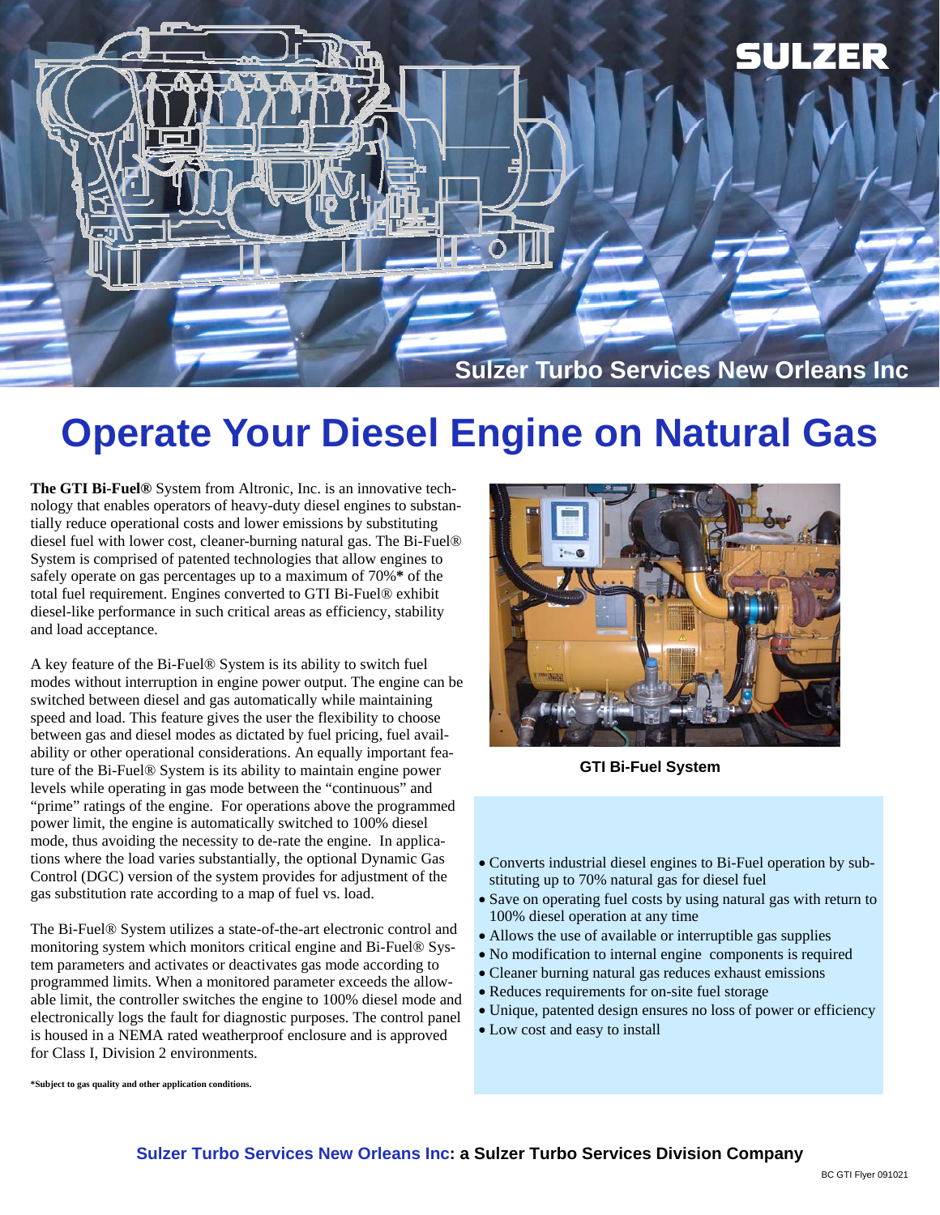SULZER

Sulzer Turbo Services New Orleans Inc

# Operate Your Diesel Engine on Natural Gas

**The GTI Bi-Fuel®** System from Altronic, Inc. is an innovative technology that enables operators of heavy-duty diesel engines to substantially reduce operational costs and lower emissions by substituting diesel fuel with lower cost, cleaner-burning natural gas. The Bi-Fuel® System is comprised of patented technologies that allow engines to safely operate on gas percentages up to a maximum of 70%**\*** of the total fuel requirement. Engines converted to GTI Bi-Fuel® exhibit diesel-like performance in such critical areas as efficiency, stability and load acceptance.

A key feature of the Bi-Fuel® System is its ability to switch fuel modes without interruption in engine power output. The engine can be switched between diesel and gas automatically while maintaining speed and load. This feature gives the user the flexibility to choose between gas and diesel modes as dictated by fuel pricing, fuel availability or other operational considerations. An equally important feature of the Bi-Fuel® System is its ability to maintain engine power levels while operating in gas mode between the "continuous" and "prime" ratings of the engine. For operations above the programmed power limit, the engine is automatically switched to 100% diesel mode, thus avoiding the necessity to de-rate the engine. In applications where the load varies substantially, the optional Dynamic Gas Control (DGC) version of the system provides for adjustment of the gas substitution rate according to a map of fuel vs. load.

The Bi-Fuel® System utilizes a state-of-the-art electronic control and monitoring system which monitors critical engine and Bi-Fuel® System parameters and activates or deactivates gas mode according to programmed limits. When a monitored parameter exceeds the allowable limit, the controller switches the engine to 100% diesel mode and electronically logs the fault for diagnostic purposes. The control panel is housed in a NEMA rated weatherproof enclosure and is approved for Class I, Division 2 environments.

**\*Subject to gas quality and other application conditions.**

**GTI Bi-Fuel System**

- Converts industrial diesel engines to Bi-Fuel operation by substituting up to 70% natural gas for diesel fuel
- Save on operating fuel costs by using natural gas with return to 100% diesel operation at any time
- Allows the use of available or interruptible gas supplies
- No modification to internal engine components is required
- Cleaner burning natural gas reduces exhaust emissions
- Reduces requirements for on-site fuel storage
- Unique, patented design ensures no loss of power or efficiency
- Low cost and easy to install

**Sulzer Turbo Services New Orleans Inc: a Sulzer Turbo Services Division Company**

BC GTI Flyer 091021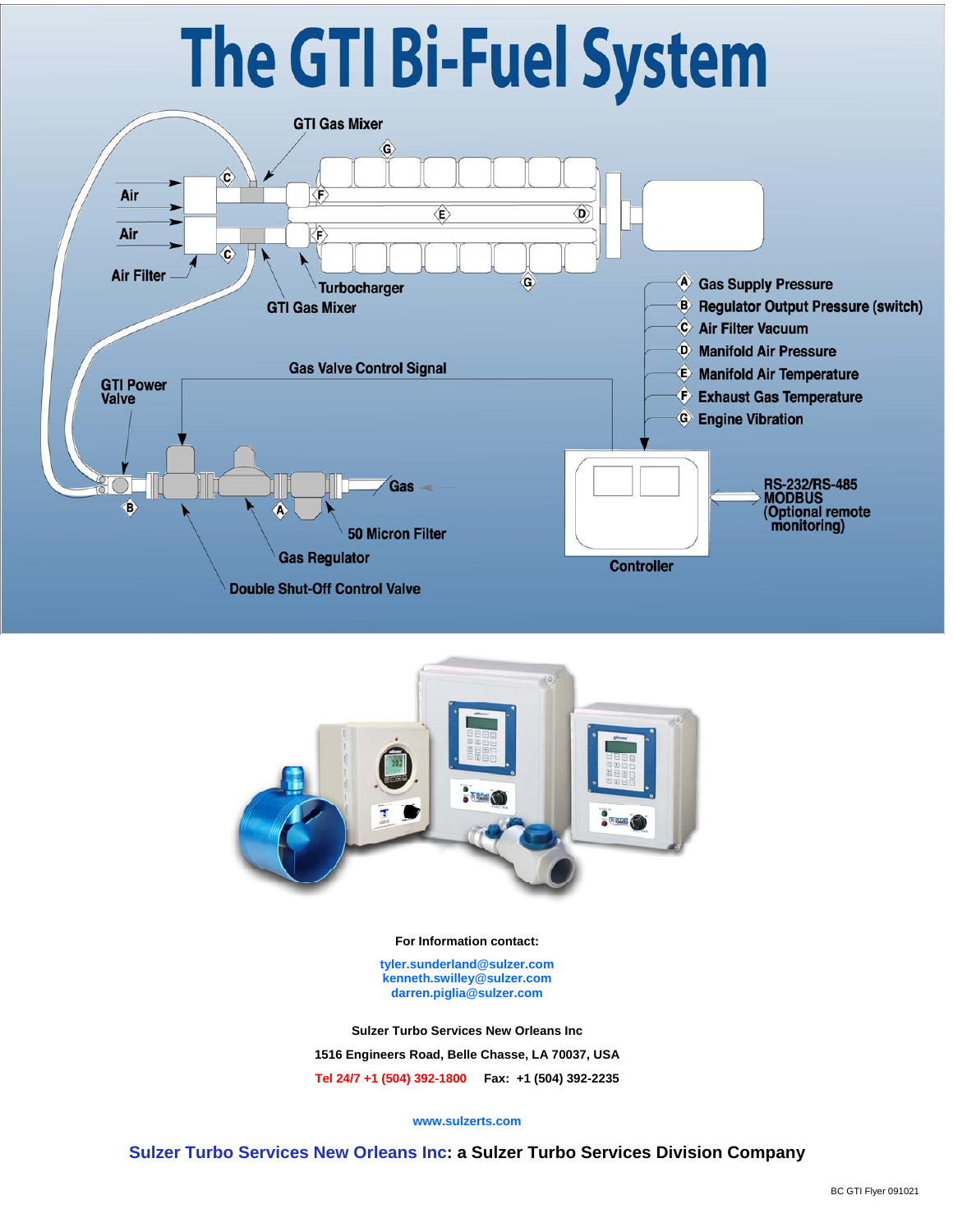# The GTI Bi-Fuel System

GTI Gas Mixer

Air

Air

Air Filter

Turbocharger

GTI Gas Mixer

A Gas Supply Pressure
B Regulator Output Pressure (switch)
C Air Filter Vacuum
D Manifold Air Pressure
E Manifold Air Temperature
F Exhaust Gas Temperature
G Engine Vibration

Gas Valve Control Signal

GTI Power Valve

Gas

50 Micron Filter

Gas Regulator

Double Shut-Off Control Valve

Controller

RS-232/RS-485 MODBUS (Optional remote monitoring)

**For Information contact:**

tyler.sunderland@sulzer.com
kenneth.swilley@sulzer.com
darren.piglia@sulzer.com

**Sulzer Turbo Services New Orleans Inc**

**1516 Engineers Road, Belle Chasse, LA 70037, USA**

**Tel 24/7 +1 (504) 392-1800 Fax: +1 (504) 392-2235**

**www.sulzerts.com**

**Sulzer Turbo Services New Orleans Inc: a Sulzer Turbo Services Division Company**

BC GTI Flyer 091021